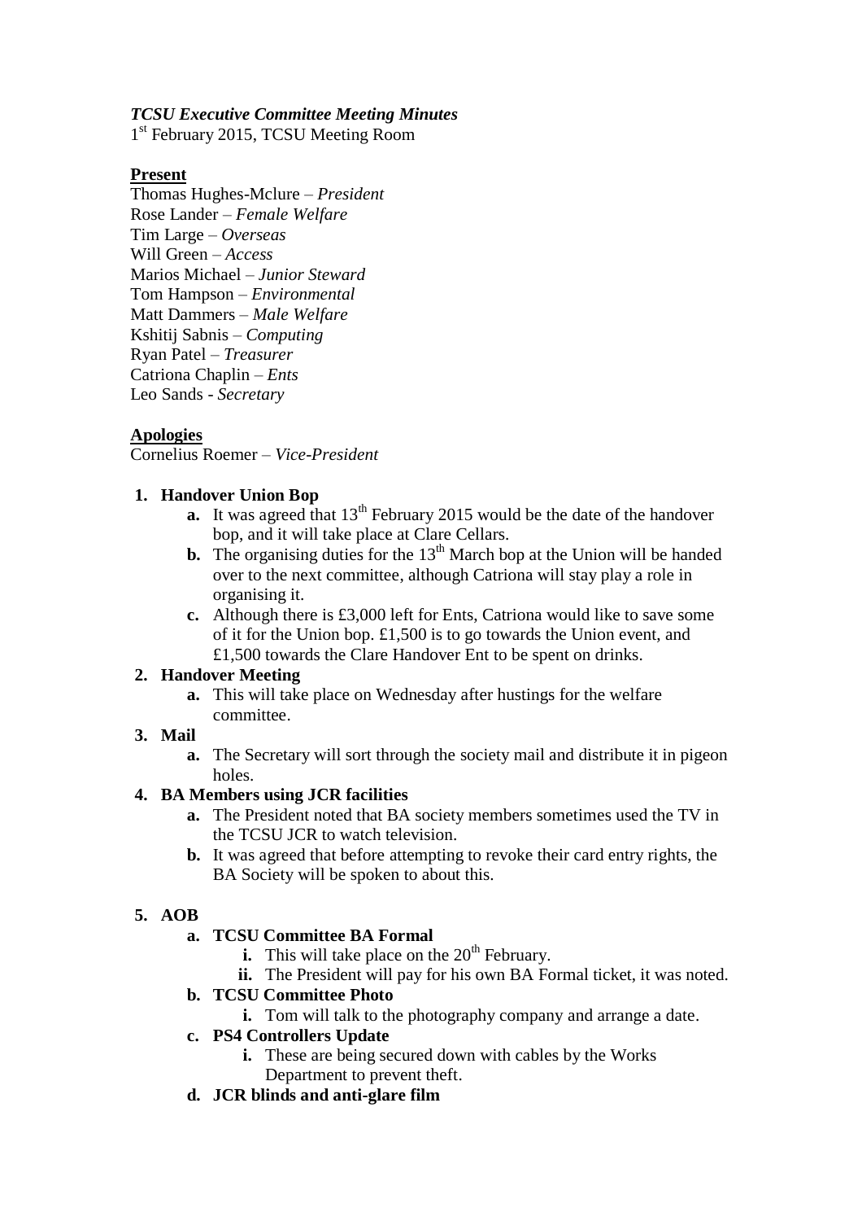***TCSU Executive Committee Meeting Minutes***

1st February 2015, TCSU Meeting Room

**Present**

Thomas Hughes-Mclure – *President*
Rose Lander – *Female Welfare*
Tim Large – *Overseas*
Will Green – *Access*
Marios Michael – *Junior Steward*
Tom Hampson – *Environmental*
Matt Dammers – *Male Welfare*
Kshitij Sabnis – *Computing*
Ryan Patel – *Treasurer*
Catriona Chaplin – *Ents*
Leo Sands - *Secretary*

**Apologies**

Cornelius Roemer – *Vice-President*

1. **Handover Union Bop**
   - **a.** It was agreed that 13th February 2015 would be the date of the handover bop, and it will take place at Clare Cellars.
   - **b.** The organising duties for the 13th March bop at the Union will be handed over to the next committee, although Catriona will stay play a role in organising it.
   - **c.** Although there is £3,000 left for Ents, Catriona would like to save some of it for the Union bop. £1,500 is to go towards the Union event, and £1,500 towards the Clare Handover Ent to be spent on drinks.
2. **Handover Meeting**
   - **a.** This will take place on Wednesday after hustings for the welfare committee.
3. **Mail**
   - **a.** The Secretary will sort through the society mail and distribute it in pigeon holes.
4. **BA Members using JCR facilities**
   - **a.** The President noted that BA society members sometimes used the TV in the TCSU JCR to watch television.
   - **b.** It was agreed that before attempting to revoke their card entry rights, the BA Society will be spoken to about this.
5. **AOB**
   - **a. TCSU Committee BA Formal**
     - **i.** This will take place on the 20th February.
     - **ii.** The President will pay for his own BA Formal ticket, it was noted.
   - **b. TCSU Committee Photo**
     - **i.** Tom will talk to the photography company and arrange a date.
   - **c. PS4 Controllers Update**
     - **i.** These are being secured down with cables by the Works Department to prevent theft.
   - **d. JCR blinds and anti-glare film**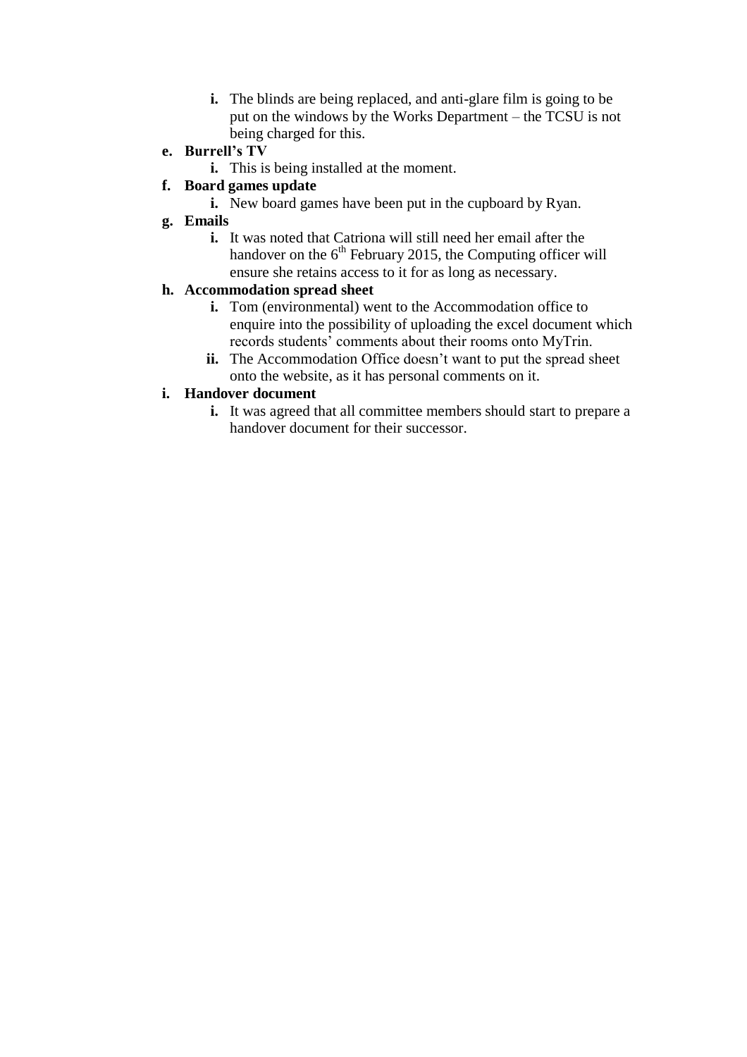i. The blinds are being replaced, and anti-glare film is going to be put on the windows by the Works Department – the TCSU is not being charged for this.

**e. Burrell's TV**

   i. This is being installed at the moment.

**f. Board games update**

   i. New board games have been put in the cupboard by Ryan.

**g. Emails**

   i. It was noted that Catriona will still need her email after the handover on the 6th February 2015, the Computing officer will ensure she retains access to it for as long as necessary.

**h. Accommodation spread sheet**

   i. Tom (environmental) went to the Accommodation office to enquire into the possibility of uploading the excel document which records students' comments about their rooms onto MyTrin.

   ii. The Accommodation Office doesn't want to put the spread sheet onto the website, as it has personal comments on it.

**i. Handover document**

   i. It was agreed that all committee members should start to prepare a handover document for their successor.